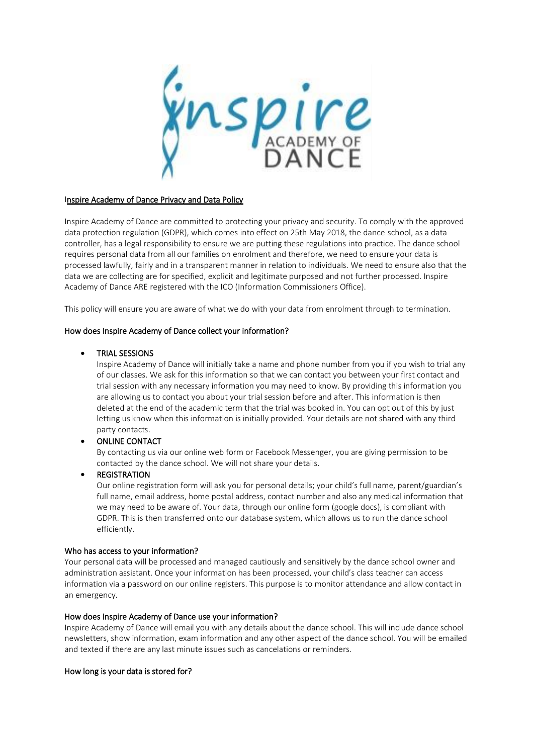# Inspire Academy of Dance Privacy and Data Policy

Inspire Academy of Dance are committed to protecting your privacy and security. To comply with the approved data protection regulation (GDPR), which comes into effect on 25th May 2018, the dance school, as a data controller, has a legal responsibility to ensure we are putting these regulations into practice. The dance school requires personal data from all our families on enrolment and therefore, we need to ensure your data is processed lawfully, fairly and in a transparent manner in relation to individuals. We need to ensure also that the data we are collecting are for specified, explicit and legitimate purposed and not further processed. Inspire Academy of Dance ARE registered with the ICO (Information Commissioners Office).

This policy will ensure you are aware of what we do with your data from enrolment through to termination.

## How does Inspire Academy of Dance collect your information?

- **TRIAL SESSIONS**
  Inspire Academy of Dance will initially take a name and phone number from you if you wish to trial any of our classes. We ask for this information so that we can contact you between your first contact and trial session with any necessary information you may need to know. By providing this information you are allowing us to contact you about your trial session before and after. This information is then deleted at the end of the academic term that the trial was booked in. You can opt out of this by just letting us know when this information is initially provided. Your details are not shared with any third party contacts.
- **ONLINE CONTACT**
  By contacting us via our online web form or Facebook Messenger, you are giving permission to be contacted by the dance school. We will not share your details.
- **REGISTRATION**
  Our online registration form will ask you for personal details; your child's full name, parent/guardian's full name, email address, home postal address, contact number and also any medical information that we may need to be aware of. Your data, through our online form (google docs), is compliant with GDPR. This is then transferred onto our database system, which allows us to run the dance school efficiently.

## Who has access to your information?

Your personal data will be processed and managed cautiously and sensitively by the dance school owner and administration assistant. Once your information has been processed, your child's class teacher can access information via a password on our online registers. This purpose is to monitor attendance and allow contact in an emergency.

## How does Inspire Academy of Dance use your information?

Inspire Academy of Dance will email you with any details about the dance school. This will include dance school newsletters, show information, exam information and any other aspect of the dance school. You will be emailed and texted if there are any last minute issues such as cancelations or reminders.

## How long is your data is stored for?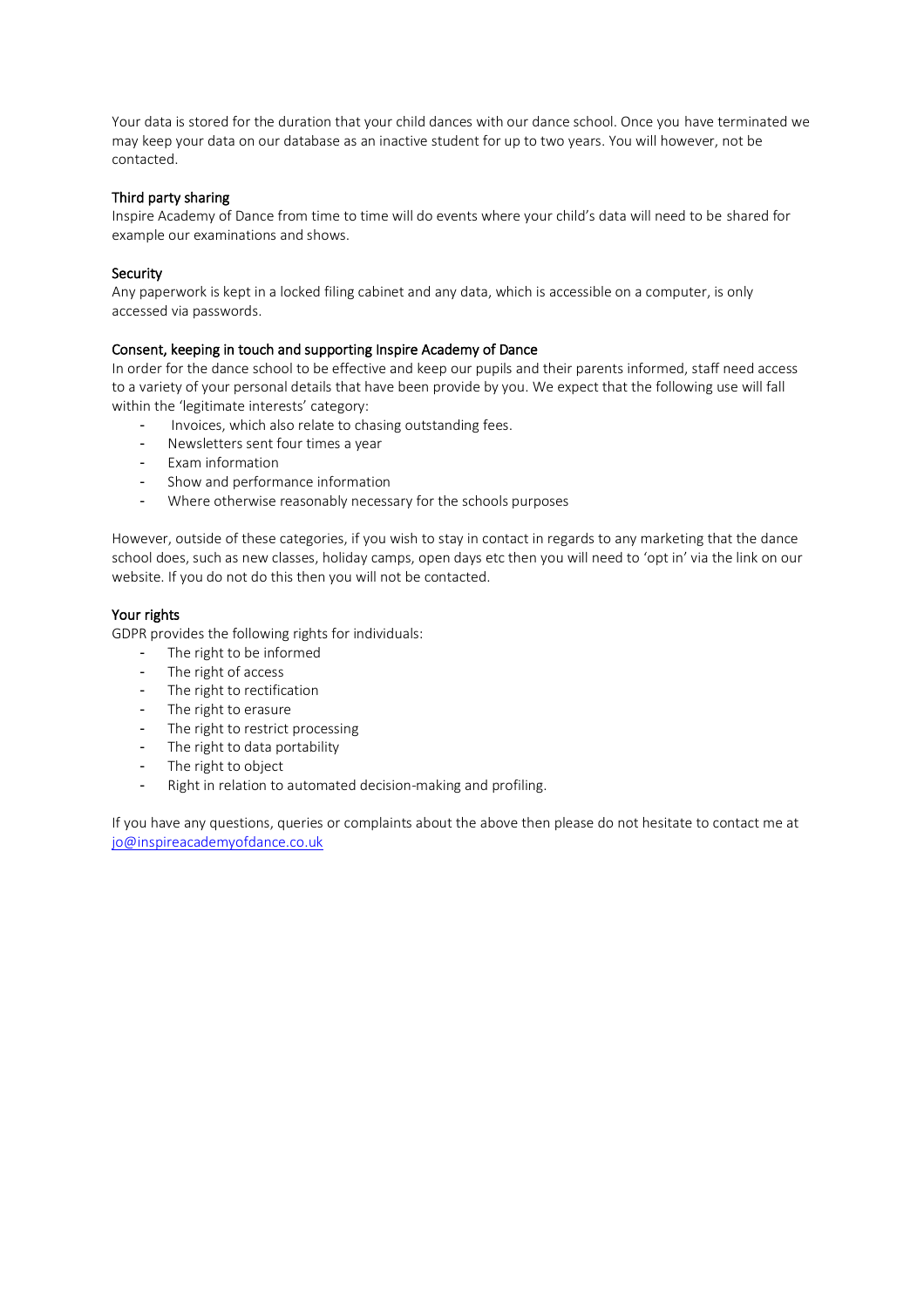Your data is stored for the duration that your child dances with our dance school. Once you have terminated we may keep your data on our database as an inactive student for up to two years. You will however, not be contacted.

### Third party sharing

Inspire Academy of Dance from time to time will do events where your child's data will need to be shared for example our examinations and shows.

### Security

Any paperwork is kept in a locked filing cabinet and any data, which is accessible on a computer, is only accessed via passwords.

### Consent, keeping in touch and supporting Inspire Academy of Dance

In order for the dance school to be effective and keep our pupils and their parents informed, staff need access to a variety of your personal details that have been provide by you. We expect that the following use will fall within the 'legitimate interests' category:

- Invoices, which also relate to chasing outstanding fees.
- Newsletters sent four times a year
- Exam information
- Show and performance information
- Where otherwise reasonably necessary for the schools purposes

However, outside of these categories, if you wish to stay in contact in regards to any marketing that the dance school does, such as new classes, holiday camps, open days etc then you will need to 'opt in' via the link on our website. If you do not do this then you will not be contacted.

### Your rights

GDPR provides the following rights for individuals:

- The right to be informed
- The right of access
- The right to rectification
- The right to erasure
- The right to restrict processing
- The right to data portability
- The right to object
- Right in relation to automated decision-making and profiling.

If you have any questions, queries or complaints about the above then please do not hesitate to contact me at jo@inspireacademyofdance.co.uk